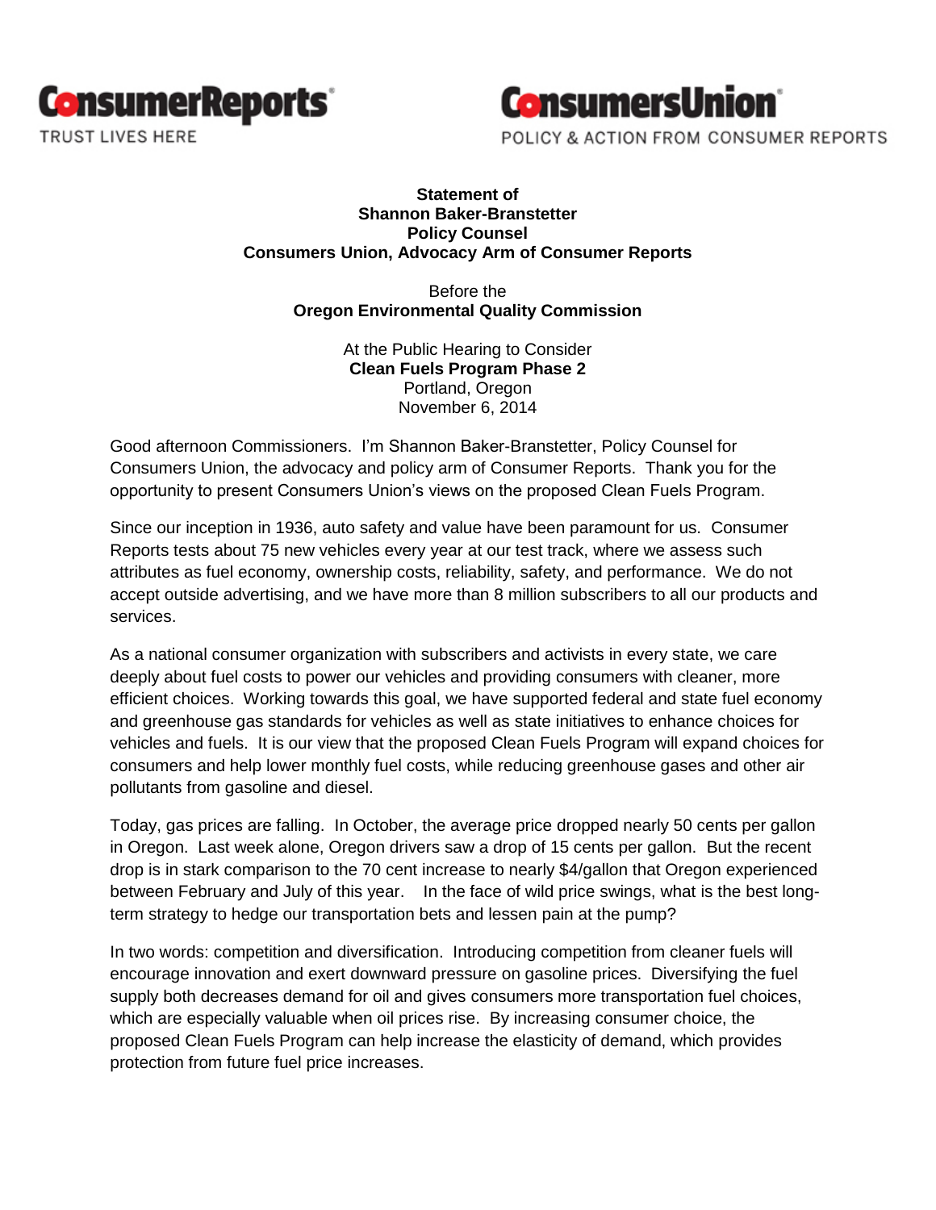ConsumerReports
TRUST LIVES HERE

ConsumersUnion
POLICY & ACTION FROM CONSUMER REPORTS

**Statement of**
**Shannon Baker-Branstetter**
**Policy Counsel**
**Consumers Union, Advocacy Arm of Consumer Reports**

Before the
**Oregon Environmental Quality Commission**

At the Public Hearing to Consider
**Clean Fuels Program Phase 2**
Portland, Oregon
November 6, 2014

Good afternoon Commissioners. I'm Shannon Baker-Branstetter, Policy Counsel for Consumers Union, the advocacy and policy arm of Consumer Reports. Thank you for the opportunity to present Consumers Union's views on the proposed Clean Fuels Program.

Since our inception in 1936, auto safety and value have been paramount for us. Consumer Reports tests about 75 new vehicles every year at our test track, where we assess such attributes as fuel economy, ownership costs, reliability, safety, and performance. We do not accept outside advertising, and we have more than 8 million subscribers to all our products and services.

As a national consumer organization with subscribers and activists in every state, we care deeply about fuel costs to power our vehicles and providing consumers with cleaner, more efficient choices. Working towards this goal, we have supported federal and state fuel economy and greenhouse gas standards for vehicles as well as state initiatives to enhance choices for vehicles and fuels. It is our view that the proposed Clean Fuels Program will expand choices for consumers and help lower monthly fuel costs, while reducing greenhouse gases and other air pollutants from gasoline and diesel.

Today, gas prices are falling. In October, the average price dropped nearly 50 cents per gallon in Oregon. Last week alone, Oregon drivers saw a drop of 15 cents per gallon. But the recent drop is in stark comparison to the 70 cent increase to nearly $4/gallon that Oregon experienced between February and July of this year. In the face of wild price swings, what is the best long-term strategy to hedge our transportation bets and lessen pain at the pump?

In two words: competition and diversification. Introducing competition from cleaner fuels will encourage innovation and exert downward pressure on gasoline prices. Diversifying the fuel supply both decreases demand for oil and gives consumers more transportation fuel choices, which are especially valuable when oil prices rise. By increasing consumer choice, the proposed Clean Fuels Program can help increase the elasticity of demand, which provides protection from future fuel price increases.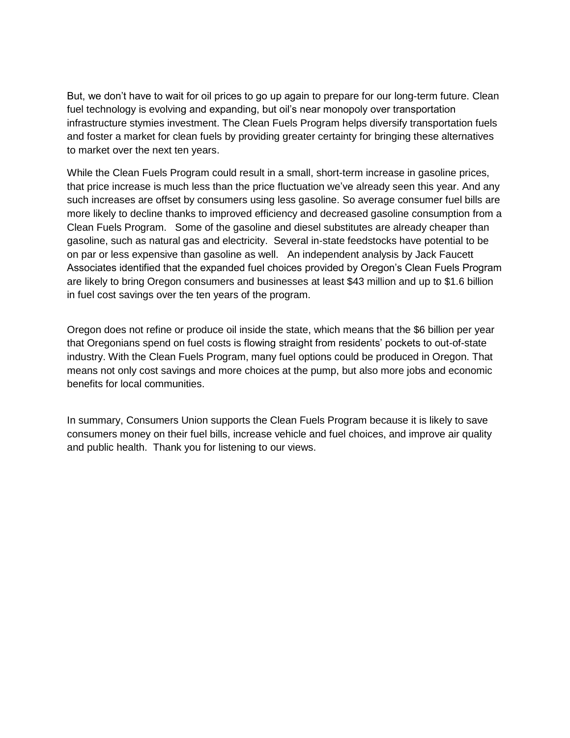But, we don't have to wait for oil prices to go up again to prepare for our long-term future. Clean fuel technology is evolving and expanding, but oil's near monopoly over transportation infrastructure stymies investment. The Clean Fuels Program helps diversify transportation fuels and foster a market for clean fuels by providing greater certainty for bringing these alternatives to market over the next ten years.

While the Clean Fuels Program could result in a small, short-term increase in gasoline prices, that price increase is much less than the price fluctuation we've already seen this year. And any such increases are offset by consumers using less gasoline. So average consumer fuel bills are more likely to decline thanks to improved efficiency and decreased gasoline consumption from a Clean Fuels Program. Some of the gasoline and diesel substitutes are already cheaper than gasoline, such as natural gas and electricity. Several in-state feedstocks have potential to be on par or less expensive than gasoline as well. An independent analysis by Jack Faucett Associates identified that the expanded fuel choices provided by Oregon's Clean Fuels Program are likely to bring Oregon consumers and businesses at least $43 million and up to $1.6 billion in fuel cost savings over the ten years of the program.

Oregon does not refine or produce oil inside the state, which means that the $6 billion per year that Oregonians spend on fuel costs is flowing straight from residents' pockets to out-of-state industry. With the Clean Fuels Program, many fuel options could be produced in Oregon. That means not only cost savings and more choices at the pump, but also more jobs and economic benefits for local communities.

In summary, Consumers Union supports the Clean Fuels Program because it is likely to save consumers money on their fuel bills, increase vehicle and fuel choices, and improve air quality and public health. Thank you for listening to our views.